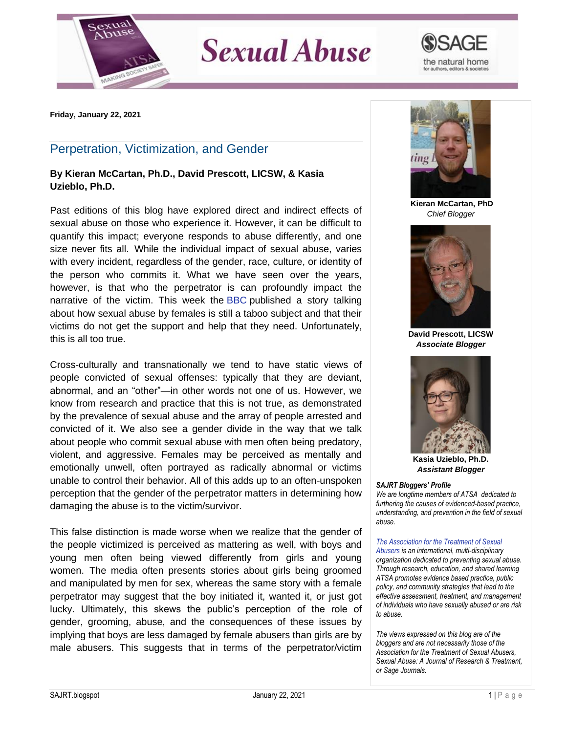Friday, January 22, 2021

## Perpetration, Victimization, and Gender

**By Kieran McCartan, Ph.D., David Prescott, LICSW, & Kasia Uzieblo, Ph.D.**

Past editions of this blog have explored direct and indirect effects of sexual abuse on those who experience it. However, it can be difficult to quantify this impact; everyone responds to abuse differently, and one size never fits all. While the individual impact of sexual abuse, varies with every incident, regardless of the gender, race, culture, or identity of the person who commits it. What we have seen over the years, however, is that who the perpetrator is can profoundly impact the narrative of the victim. This week the BBC published a story talking about how sexual abuse by females is still a taboo subject and that their victims do not get the support and help that they need. Unfortunately, this is all too true.

Cross-culturally and transnationally we tend to have static views of people convicted of sexual offenses: typically that they are deviant, abnormal, and an "other"—in other words not one of us. However, we know from research and practice that this is not true, as demonstrated by the prevalence of sexual abuse and the array of people arrested and convicted of it. We also see a gender divide in the way that we talk about people who commit sexual abuse with men often being predatory, violent, and aggressive. Females may be perceived as mentally and emotionally unwell, often portrayed as radically abnormal or victims unable to control their behavior. All of this adds up to an often-unspoken perception that the gender of the perpetrator matters in determining how damaging the abuse is to the victim/survivor.

This false distinction is made worse when we realize that the gender of the people victimized is perceived as mattering as well, with boys and young men often being viewed differently from girls and young women. The media often presents stories about girls being groomed and manipulated by men for sex, whereas the same story with a female perpetrator may suggest that the boy initiated it, wanted it, or just got lucky. Ultimately, this skews the public's perception of the role of gender, grooming, abuse, and the consequences of these issues by implying that boys are less damaged by female abusers than girls are by male abusers. This suggests that in terms of the perpetrator/victim

**Kieran McCartan, PhD**
*Chief Blogger*

**David Prescott, LICSW**
***Associate Blogger***

**Kasia Uzieblo, Ph.D.**
***Assistant Blogger***

***SAJRT Bloggers' Profile***
*We are longtime members of ATSA dedicated to furthering the causes of evidenced-based practice, understanding, and prevention in the field of sexual abuse.*

*The Association for the Treatment of Sexual Abusers is an international, multi-disciplinary organization dedicated to preventing sexual abuse. Through research, education, and shared learning ATSA promotes evidence based practice, public policy, and community strategies that lead to the effective assessment, treatment, and management of individuals who have sexually abused or are risk to abuse.*

*The views expressed on this blog are of the bloggers and are not necessarily those of the Association for the Treatment of Sexual Abusers, Sexual Abuse: A Journal of Research & Treatment, or Sage Journals.*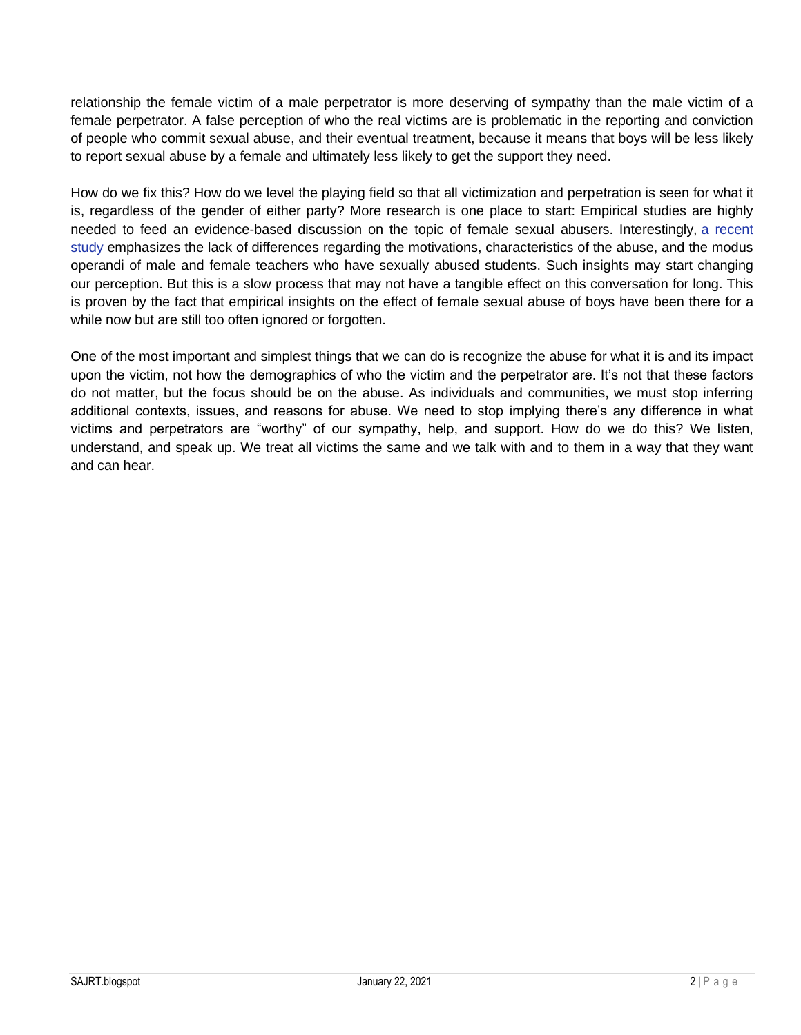relationship the female victim of a male perpetrator is more deserving of sympathy than the male victim of a female perpetrator. A false perception of who the real victims are is problematic in the reporting and conviction of people who commit sexual abuse, and their eventual treatment, because it means that boys will be less likely to report sexual abuse by a female and ultimately less likely to get the support they need.

How do we fix this? How do we level the playing field so that all victimization and perpetration is seen for what it is, regardless of the gender of either party? More research is one place to start: Empirical studies are highly needed to feed an evidence-based discussion on the topic of female sexual abusers. Interestingly, a recent study emphasizes the lack of differences regarding the motivations, characteristics of the abuse, and the modus operandi of male and female teachers who have sexually abused students. Such insights may start changing our perception. But this is a slow process that may not have a tangible effect on this conversation for long. This is proven by the fact that empirical insights on the effect of female sexual abuse of boys have been there for a while now but are still too often ignored or forgotten.

One of the most important and simplest things that we can do is recognize the abuse for what it is and its impact upon the victim, not how the demographics of who the victim and the perpetrator are. It's not that these factors do not matter, but the focus should be on the abuse. As individuals and communities, we must stop inferring additional contexts, issues, and reasons for abuse. We need to stop implying there's any difference in what victims and perpetrators are "worthy" of our sympathy, help, and support. How do we do this? We listen, understand, and speak up. We treat all victims the same and we talk with and to them in a way that they want and can hear.